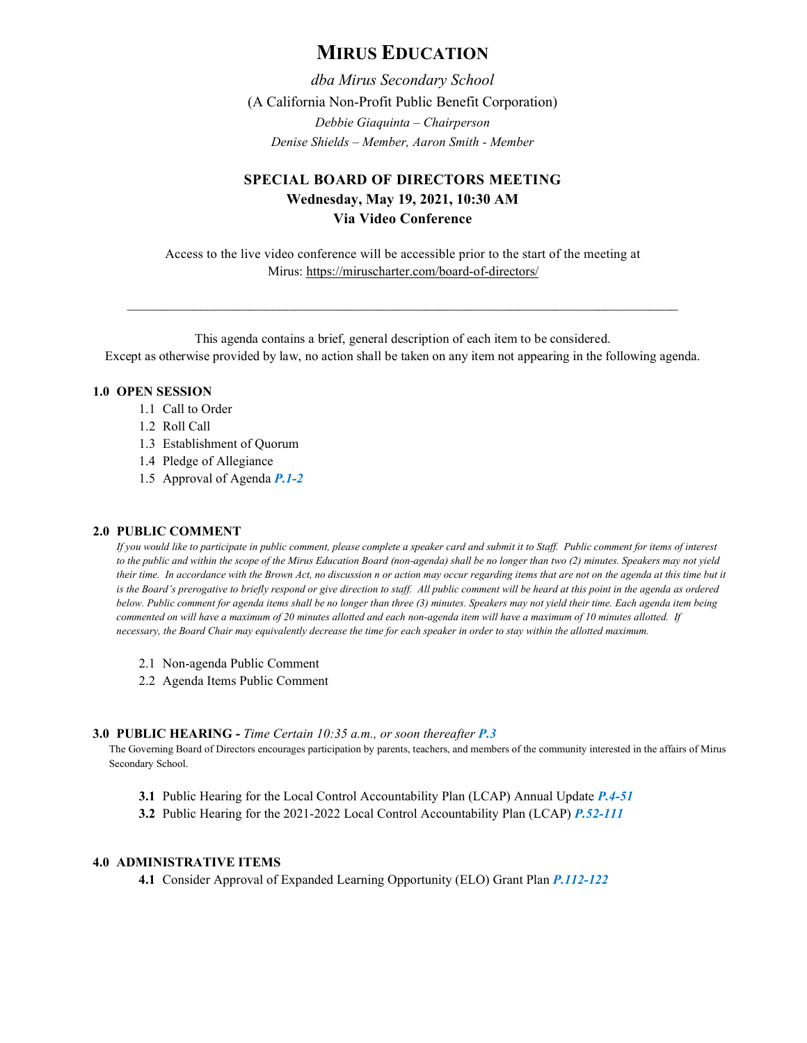# MIRUS EDUCATION

*dba Mirus Secondary School*

(A California Non-Profit Public Benefit Corporation)

*Debbie Giaquinta – Chairperson*

*Denise Shields – Member, Aaron Smith - Member*

## SPECIAL BOARD OF DIRECTORS MEETING

**Wednesday, May 19, 2021, 10:30 AM**

**Via Video Conference**

Access to the live video conference will be accessible prior to the start of the meeting at Mirus: https://miruscharter.com/board-of-directors/

---

This agenda contains a brief, general description of each item to be considered.
Except as otherwise provided by law, no action shall be taken on any item not appearing in the following agenda.

### 1.0 OPEN SESSION

1.1 Call to Order
1.2 Roll Call
1.3 Establishment of Quorum
1.4 Pledge of Allegiance
1.5 Approval of Agenda ***P.1-2***

### 2.0 PUBLIC COMMENT

*If you would like to participate in public comment, please complete a speaker card and submit it to Staff. Public comment for items of interest to the public and within the scope of the Mirus Education Board (non-agenda) shall be no longer than two (2) minutes. Speakers may not yield their time. In accordance with the Brown Act, no discussion n or action may occur regarding items that are not on the agenda at this time but it is the Board's prerogative to briefly respond or give direction to staff. All public comment will be heard at this point in the agenda as ordered below. Public comment for agenda items shall be no longer than three (3) minutes. Speakers may not yield their time. Each agenda item being commented on will have a maximum of 20 minutes allotted and each non-agenda item will have a maximum of 10 minutes allotted. If necessary, the Board Chair may equivalently decrease the time for each speaker in order to stay within the allotted maximum.*

2.1 Non-agenda Public Comment
2.2 Agenda Items Public Comment

### 3.0 PUBLIC HEARING - *Time Certain 10:35 a.m., or soon thereafter* ***P.3***

The Governing Board of Directors encourages participation by parents, teachers, and members of the community interested in the affairs of Mirus Secondary School.

**3.1** Public Hearing for the Local Control Accountability Plan (LCAP) Annual Update ***P.4-51***
**3.2** Public Hearing for the 2021-2022 Local Control Accountability Plan (LCAP) ***P.52-111***

### 4.0 ADMINISTRATIVE ITEMS

**4.1** Consider Approval of Expanded Learning Opportunity (ELO) Grant Plan ***P.112-122***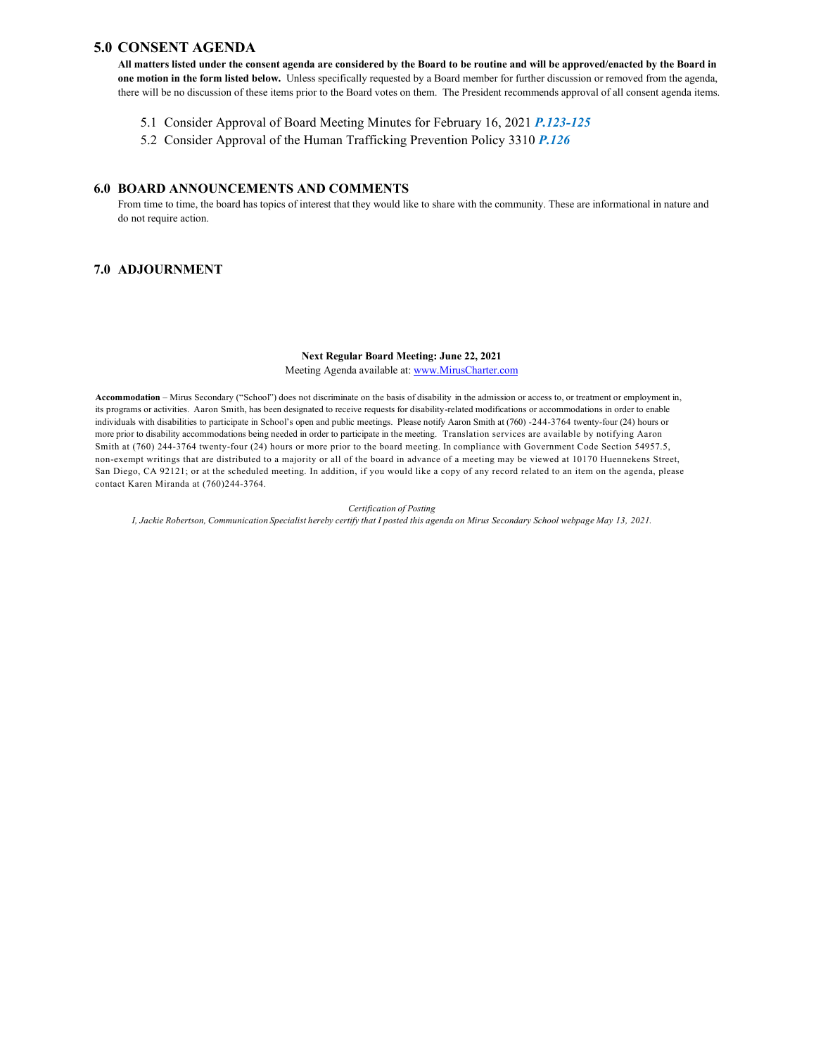## 5.0 CONSENT AGENDA

**All matters listed under the consent agenda are considered by the Board to be routine and will be approved/enacted by the Board in one motion in the form listed below.** Unless specifically requested by a Board member for further discussion or removed from the agenda, there will be no discussion of these items prior to the Board votes on them. The President recommends approval of all consent agenda items.

5.1 Consider Approval of Board Meeting Minutes for February 16, 2021 ***P.123-125***

5.2 Consider Approval of the Human Trafficking Prevention Policy 3310 ***P.126***

## 6.0 BOARD ANNOUNCEMENTS AND COMMENTS

From time to time, the board has topics of interest that they would like to share with the community. These are informational in nature and do not require action.

## 7.0 ADJOURNMENT

**Next Regular Board Meeting: June 22, 2021**

Meeting Agenda available at: www.MirusCharter.com

**Accommodation** – Mirus Secondary ("School") does not discriminate on the basis of disability in the admission or access to, or treatment or employment in, its programs or activities. Aaron Smith, has been designated to receive requests for disability-related modifications or accommodations in order to enable individuals with disabilities to participate in School's open and public meetings. Please notify Aaron Smith at (760) -244-3764 twenty-four (24) hours or more prior to disability accommodations being needed in order to participate in the meeting. Translation services are available by notifying Aaron Smith at (760) 244-3764 twenty-four (24) hours or more prior to the board meeting. In compliance with Government Code Section 54957.5, non-exempt writings that are distributed to a majority or all of the board in advance of a meeting may be viewed at 10170 Huennekens Street, San Diego, CA 92121; or at the scheduled meeting. In addition, if you would like a copy of any record related to an item on the agenda, please contact Karen Miranda at (760)244-3764.

*Certification of Posting*

*I, Jackie Robertson, Communication Specialist hereby certify that I posted this agenda on Mirus Secondary School webpage May 13, 2021.*